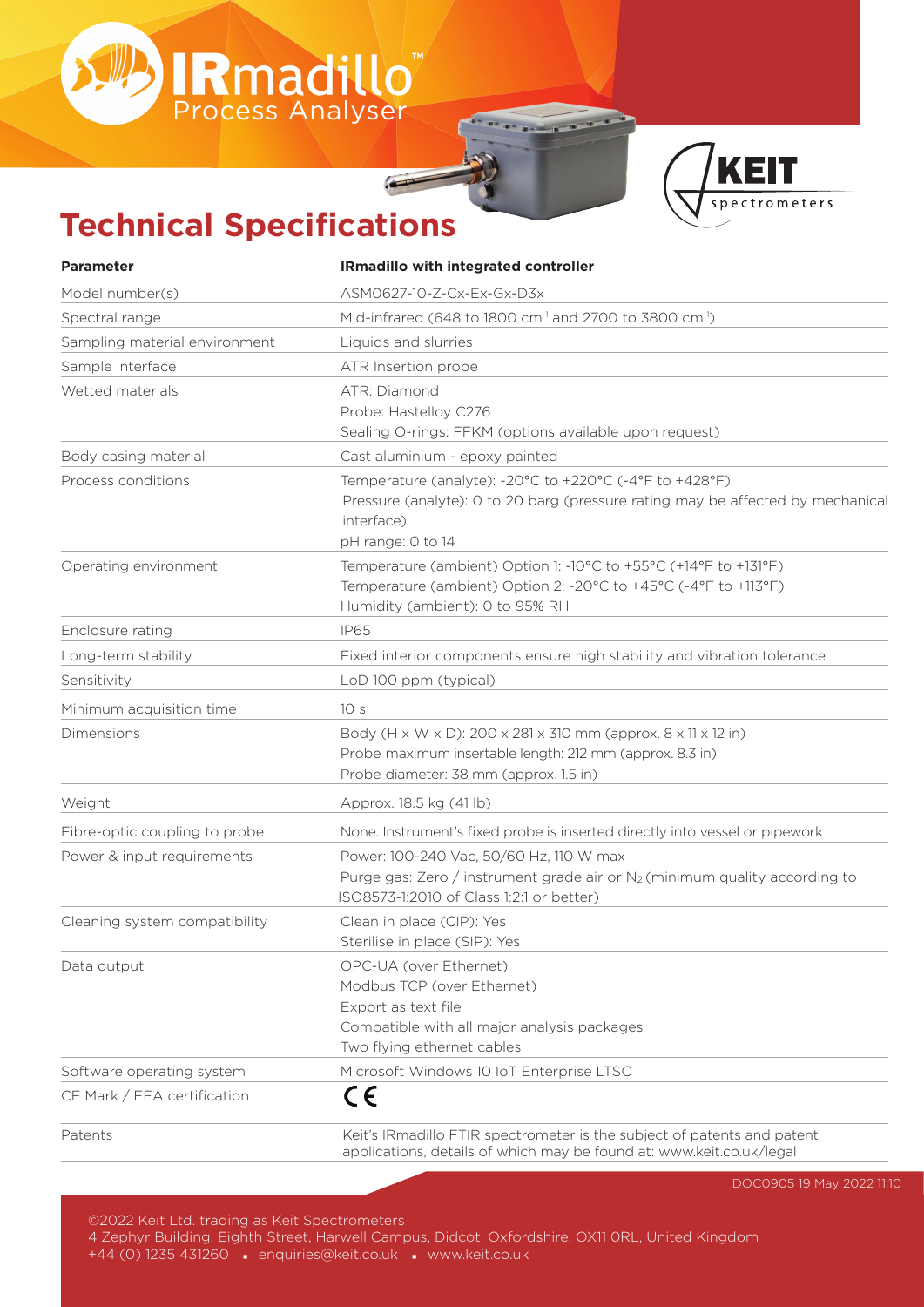# IRmadillo™ Process Analyser

KEIT spectrometers

## Technical Specifications

| Parameter | IRmadillo with integrated controller |
| --- | --- |
| Model number(s) | ASM0627-10-Z-Cx-Ex-Gx-D3x |
| Spectral range | Mid-infrared (648 to 1800 $cm^{-1}$ and 2700 to 3800 $cm^{-1}$) |
| Sampling material environment | Liquids and slurries |
| Sample interface | ATR Insertion probe |
| Wetted materials | ATR: Diamond<br>Probe: Hastelloy C276<br>Sealing O-rings: FFKM (options available upon request) |
| Body casing material | Cast aluminium - epoxy painted |
| Process conditions | Temperature (analyte): -20°C to +220°C (-4°F to +428°F)<br>Pressure (analyte): 0 to 20 barg (pressure rating may be affected by mechanical interface)<br>pH range: 0 to 14 |
| Operating environment | Temperature (ambient) Option 1: -10°C to +55°C (+14°F to +131°F)<br>Temperature (ambient) Option 2: -20°C to +45°C (-4°F to +113°F)<br>Humidity (ambient): 0 to 95% RH |
| Enclosure rating | IP65 |
| Long-term stability | Fixed interior components ensure high stability and vibration tolerance |
| Sensitivity | LoD 100 ppm (typical) |
| Minimum acquisition time | 10 s |
| Dimensions | Body (H x W x D): 200 x 281 x 310 mm (approx. 8 x 11 x 12 in)<br>Probe maximum insertable length: 212 mm (approx. 8.3 in)<br>Probe diameter: 38 mm (approx. 1.5 in) |
| Weight | Approx. 18.5 kg (41 lb) |
| Fibre-optic coupling to probe | None. Instrument's fixed probe is inserted directly into vessel or pipework |
| Power & input requirements | Power: 100-240 Vac, 50/60 Hz, 110 W max<br>Purge gas: Zero / instrument grade air or $N_2$ (minimum quality according to ISO8573-1:2010 of Class 1:2:1 or better) |
| Cleaning system compatibility | Clean in place (CIP): Yes<br>Sterilise in place (SIP): Yes |
| Data output | OPC-UA (over Ethernet)<br>Modbus TCP (over Ethernet)<br>Export as text file<br>Compatible with all major analysis packages<br>Two flying ethernet cables |
| Software operating system | Microsoft Windows 10 IoT Enterprise LTSC |
| CE Mark / EEA certification | CE |
| Patents | Keit's IRmadillo FTIR spectrometer is the subject of patents and patent applications, details of which may be found at: www.keit.co.uk/legal |

DOC0905 19 May 2022 11:10

©2022 Keit Ltd. trading as Keit Spectrometers
4 Zephyr Building, Eighth Street, Harwell Campus, Didcot, Oxfordshire, OX11 0RL, United Kingdom
+44 (0) 1235 431260 • enquiries@keit.co.uk • www.keit.co.uk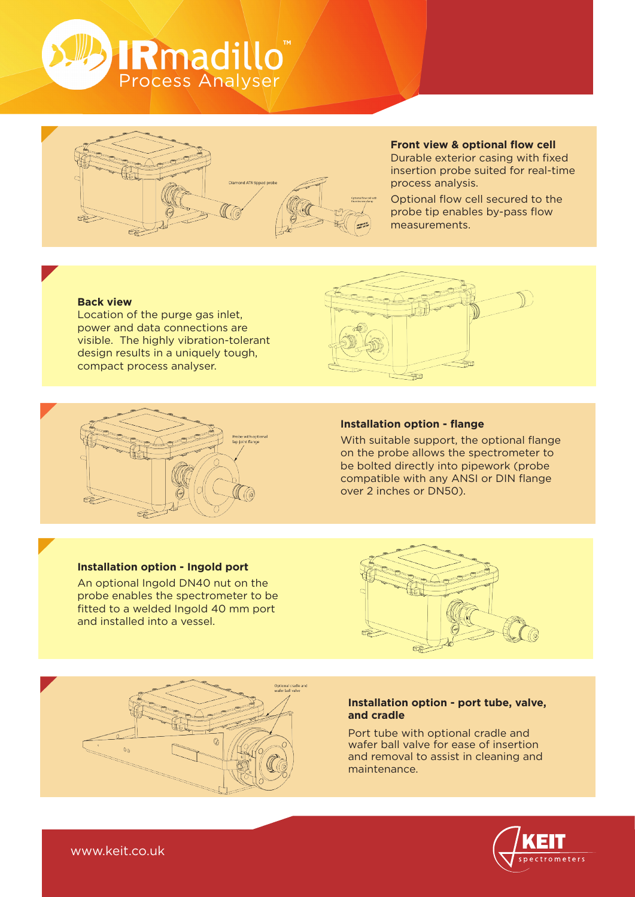# IRmadillo™ Process Analyser

**Front view & optional flow cell**

Durable exterior casing with fixed insertion probe suited for real-time process analysis.

Optional flow cell secured to the probe tip enables by-pass flow measurements.

Diamond ATR tipped probe

**Back view**

Location of the purge gas inlet, power and data connections are visible. The highly vibration-tolerant design results in a uniquely tough, compact process analyser.

**Installation option - flange**

With suitable support, the optional flange on the probe allows the spectrometer to be bolted directly into pipework (probe compatible with any ANSI or DIN flange over 2 inches or DN50).

Probe with optional lap-joint flange

**Installation option - Ingold port**

An optional Ingold DN40 nut on the probe enables the spectrometer to be fitted to a welded Ingold 40 mm port and installed into a vessel.

**Installation option - port tube, valve, and cradle**

Port tube with optional cradle and wafer ball valve for ease of insertion and removal to assist in cleaning and maintenance.

Optional cradle and wafer ball valve

www.keit.co.uk

KEIT spectrometers